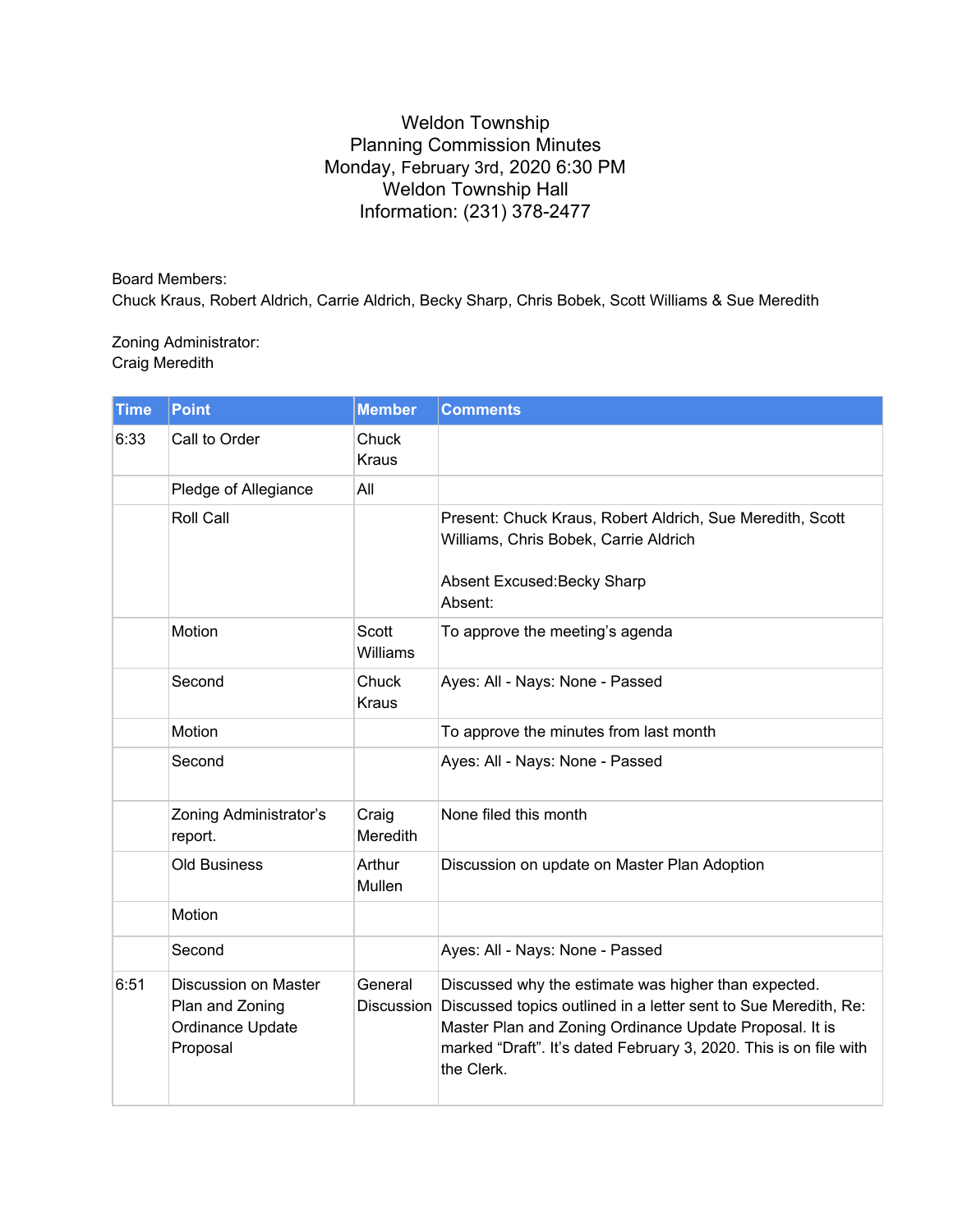Weldon Township
Planning Commission Minutes
Monday, February 3rd, 2020 6:30 PM
Weldon Township Hall
Information: (231) 378-2477

Board Members:
Chuck Kraus, Robert Aldrich, Carrie Aldrich, Becky Sharp, Chris Bobek, Scott Williams & Sue Meredith

Zoning Administrator:
Craig Meredith

| Time | Point | Member | Comments |
|---|---|---|---|
| 6:33 | Call to Order | Chuck Kraus | |
| | Pledge of Allegiance | All | |
| | Roll Call | | Present: Chuck Kraus, Robert Aldrich, Sue Meredith, Scott Williams, Chris Bobek, Carrie Aldrich<br><br>Absent Excused:Becky Sharp<br>Absent: |
| | Motion | Scott Williams | To approve the meeting's agenda |
| | Second | Chuck Kraus | Ayes: All - Nays: None - Passed |
| | Motion | | To approve the minutes from last month |
| | Second | | Ayes: All - Nays: None - Passed |
| | Zoning Administrator's report. | Craig Meredith | None filed this month |
| | Old Business | Arthur Mullen | Discussion on update on Master Plan Adoption |
| | Motion | | |
| | Second | | Ayes: All - Nays: None - Passed |
| 6:51 | Discussion on Master Plan and Zoning Ordinance Update Proposal | General Discussion | Discussed why the estimate was higher than expected. Discussed topics outlined in a letter sent to Sue Meredith, Re: Master Plan and Zoning Ordinance Update Proposal. It is marked "Draft". It's dated February 3, 2020. This is on file with the Clerk. |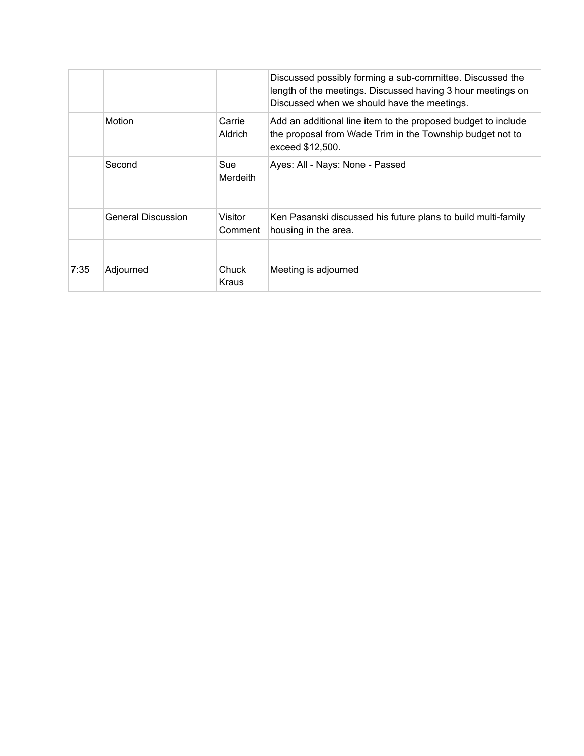| | | | |
|---|---|---|---|
| | | | Discussed possibly forming a sub-committee. Discussed the length of the meetings. Discussed having 3 hour meetings on Discussed when we should have the meetings. |
| | Motion | Carrie Aldrich | Add an additional line item to the proposed budget to include the proposal from Wade Trim in the Township budget not to exceed $12,500. |
| | Second | Sue Merdeith | Ayes: All - Nays: None - Passed |
| | | | |
| | General Discussion | Visitor Comment | Ken Pasanski discussed his future plans to build multi-family housing in the area. |
| | | | |
| 7:35 | Adjourned | Chuck Kraus | Meeting is adjourned |